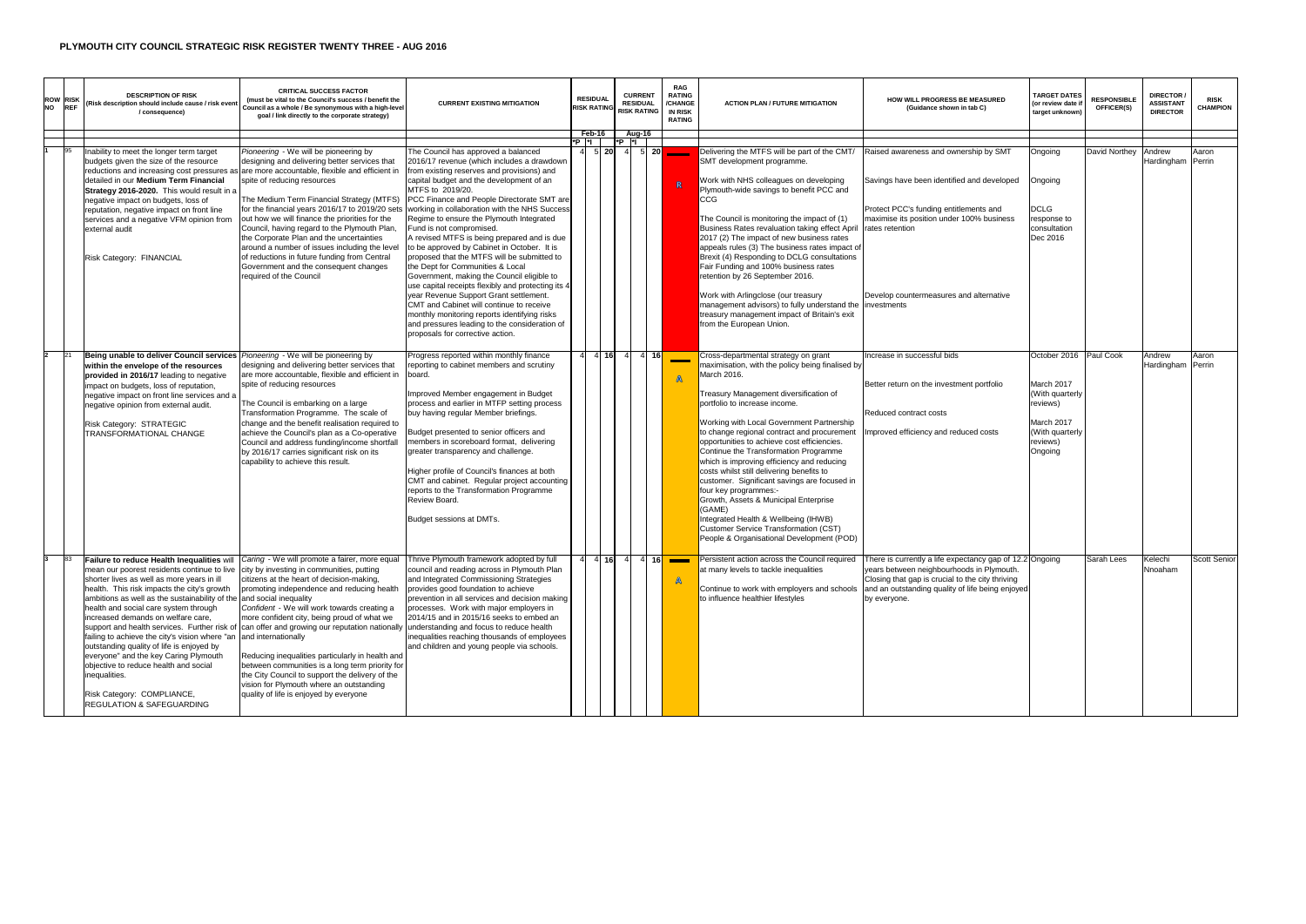# PLYMOUTH CITY COUNCIL STRATEGIC RISK REGISTER TWENTY THREE - AUG 2016

| ROW NO | RISK REF | DESCRIPTION OF RISK (Risk description should include cause / risk event / consequence) | CRITICAL SUCCESS FACTOR (must be vital to the Council's success / benefit the Council as a whole / Be synonymous with a high-level goal / link directly to the corporate strategy) | CURRENT EXISTING MITIGATION | RESIDUAL RISK RATING | | | CURRENT RESIDUAL RISK RATING | | | RAG RATING /CHANGE IN RISK RATING | ACTION PLAN / FUTURE MITIGATION | HOW WILL PROGRESS BE MEASURED (Guidance shown in tab C) | TARGET DATES (or review date if target unknown) | RESPONSIBLE OFFICER(S) | DIRECTOR / ASSISTANT DIRECTOR | RISK CHAMPION |
|---|---|---|---|---|---|---|---|---|---|---|---|---|---|---|---|---|---|
| | | | | | Feb-16 | | | Aug-16 | | | | | | | | | |
| | | | | | *P | *I | | *P | *I | | | | | | | | |
| 1 | 95 | Inability to meet the longer term target budgets given the size of the resource reductions and increasing cost pressures as detailed in our **Medium Term Financial Strategy 2016-2020.** This would result in a negative impact on budgets, loss of reputation, negative impact on front line services and a negative VFM opinion from external audit<br><br>Risk Category: FINANCIAL | *Pioneering* - We will be pioneering by designing and delivering better services that are more accountable, flexible and efficient in spite of reducing resources<br><br>The Medium Term Financial Strategy (MTFS) for the financial years 2016/17 to 2019/20 sets out how we will finance the priorities for the Council, having regard to the Plymouth Plan, the Corporate Plan and the uncertainties around a number of issues including the level of reductions in future funding from Central Government and the consequent changes required of the Council | The Council has approved a balanced 2016/17 revenue (which includes a drawdown from existing reserves and provisions) and capital budget and the development of an MTFS to 2019/20.<br>PCC Finance and People Directorate SMT are working in collaboration with the NHS Success Regime to ensure the Plymouth Integrated Fund is not compromised.<br>A revised MTFS is being prepared and is due to be approved by Cabinet in October. It is proposed that the MTFS will be submitted to the Dept for Communities & Local Government, making the Council eligible to use capital receipts flexibly and protecting its 4 year Revenue Support Grant settlement.<br>CMT and Cabinet will continue to receive monthly monitoring reports identifying risks and pressures leading to the consideration of proposals for corrective action. | 4 | 5 | 20 | 4 | 5 | 20 | R | Delivering the MTFS will be part of the CMT/ SMT development programme.<br><br>Work with NHS colleagues on developing Plymouth-wide savings to benefit PCC and CCG<br><br>The Council is monitoring the impact of (1) Business Rates revaluation taking effect April 2017 (2) The impact of new business rates appeals rules (3) The business rates impact of Brexit (4) Responding to DCLG consultations Fair Funding and 100% business rates retention by 26 September 2016.<br><br>Work with Arlingclose (our treasury management advisors) to fully understand the treasury management impact of Britain's exit from the European Union. | Raised awareness and ownership by SMT<br><br>Savings have been identified and developed<br><br>Protect PCC's funding entitlements and maximise its position under 100% business rates retention<br><br>Develop countermeasures and alternative investments | Ongoing<br><br>Ongoing<br><br>DCLG response to consultation Dec 2016 | David Northey | Andrew Hardingham | Aaron Perrin |
| 2 | 21 | **Being unable to deliver Council services within the envelope of the resources provided in 2016/17** leading to negative impact on budgets, loss of reputation, negative impact on front line services and a negative opinion from external audit.<br><br>Risk Category: STRATEGIC TRANSFORMATIONAL CHANGE | *Pioneering* - We will be pioneering by designing and delivering better services that are more accountable, flexible and efficient in spite of reducing resources<br><br>The Council is embarking on a large Transformation Programme. The scale of change and the benefit realisation required to achieve the Council's plan as a Co-operative Council and address funding/income shortfall by 2016/17 carries significant risk on its capability to achieve this result. | Progress reported within monthly finance reporting to cabinet members and scrutiny board.<br><br>Improved Member engagement in Budget process and earlier in MTFP setting process buy having regular Member briefings.<br><br>Budget presented to senior officers and members in scoreboard format, delivering greater transparency and challenge.<br><br>Higher profile of Council's finances at both CMT and cabinet. Regular project accounting reports to the Transformation Programme Review Board.<br><br>Budget sessions at DMTs. | 4 | 4 | 16 | 4 | 4 | 16 | A | Cross-departmental strategy on grant maximisation, with the policy being finalised by March 2016.<br><br>Treasury Management diversification of portfolio to increase income.<br><br>Working with Local Government Partnership to change regional contract and procurement opportunities to achieve cost efficiencies.<br>Continue the Transformation Programme which is improving efficiency and reducing costs whilst still delivering benefits to customer. Significant savings are focused in four key programmes:-<br>Growth, Assets & Municipal Enterprise (GAME)<br>Integrated Health & Wellbeing (IHWB)<br>Customer Service Transformation (CST)<br>People & Organisational Development (POD) | Increase in successful bids<br><br>Better return on the investment portfolio<br><br>Reduced contract costs<br><br>Improved efficiency and reduced costs | October 2016<br><br>March 2017 (With quarterly reviews)<br><br>March 2017 (With quarterly reviews)<br>Ongoing | Paul Cook | Andrew Hardingham | Aaron Perrin |
| 3 | 83 | **Failure to reduce Health Inequalities** will mean our poorest residents continue to live shorter lives as well as more years in ill health. This risk impacts the city's growth ambitions as well as the sustainability of the health and social care system through increased demands on welfare care, support and health services. Further risk of failing to achieve the city's vision where "an outstanding quality of life is enjoyed by everyone" and the key Caring Plymouth objective to reduce health and social inequalities.<br><br>Risk Category: COMPLIANCE, REGULATION & SAFEGUARDING | *Caring* - We will promote a fairer, more equal city by investing in communities, putting citizens at the heart of decision-making, promoting independence and reducing health and social inequality<br>*Confident* - We will work towards creating a more confident city, being proud of what we can offer and growing our reputation nationally and internationally<br><br>Reducing inequalities particularly in health and between communities is a long term priority for the City Council to support the delivery of the vision for Plymouth where an outstanding quality of life is enjoyed by everyone | Thrive Plymouth framework adopted by full council and reading across in Plymouth Plan and Integrated Commissioning Strategies provides good foundation to achieve prevention in all services and decision making processes. Work with major employers in 2014/15 and in 2015/16 seeks to embed an understanding and focus to reduce health inequalities reaching thousands of employees and children and young people via schools. | 4 | 4 | 16 | 4 | 4 | 16 | A | Persistent action across the Council required at many levels to tackle inequalities<br><br>Continue to work with employers and schools to influence healthier lifestyles | There is currently a life expectancy gap of 12.2 years between neighbourhoods in Plymouth. Closing that gap is crucial to the city thriving and an outstanding quality of life being enjoyed by everyone. | Ongoing | Sarah Lees | Kelechi Nnoaham | Scott Senior |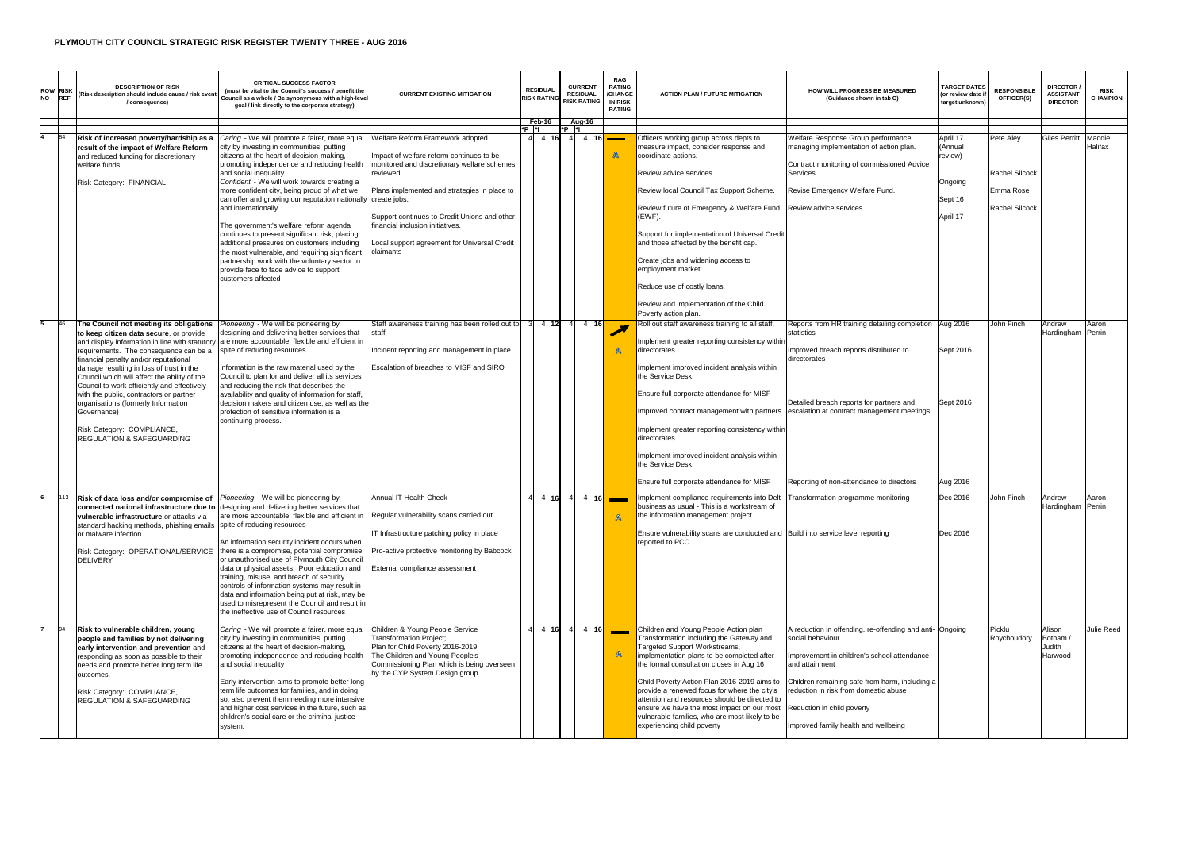# PLYMOUTH CITY COUNCIL STRATEGIC RISK REGISTER TWENTY THREE - AUG 2016

| ROW NO | RISK REF | DESCRIPTION OF RISK (Risk description should include cause / risk event / consequence) | CRITICAL SUCCESS FACTOR (must be vital to the Council's success / benefit the Council as a whole / Be synonymous with a high-level goal / link directly to the corporate strategy) | CURRENT EXISTING MITIGATION | RESIDUAL RISK RATING Feb-16 *P | *I | | CURRENT RESIDUAL RISK RATING Aug-16 *P | *I | | RAG RATING /CHANGE IN RISK RATING | ACTION PLAN / FUTURE MITIGATION | HOW WILL PROGRESS BE MEASURED (Guidance shown in tab C) | TARGET DATES (or review date if target unknown) | RESPONSIBLE OFFICER(S) | DIRECTOR / ASSISTANT DIRECTOR | RISK CHAMPION |
|---|---|---|---|---|---|---|---|---|---|---|---|---|---|---|---|---|---|
| 4 | 84 | **Risk of increased poverty/hardship as a result of the impact of Welfare Reform** and reduced funding for discretionary welfare funds<br><br>Risk Category: FINANCIAL | *Caring* - We will promote a fairer, more equal city by investing in communities, putting citizens at the heart of decision-making, promoting independence and reducing health and social inequality<br>*Confident* - We will work towards creating a more confident city, being proud of what we can offer and growing our reputation nationally and internationally<br><br>The government's welfare reform agenda continues to present significant risk, placing additional pressures on customers including the most vulnerable, and requiring significant partnership work with the voluntary sector to provide face to face advice to support customers affected | Welfare Reform Framework adopted.<br><br>Impact of welfare reform continues to be monitored and discretionary welfare schemes reviewed.<br><br>Plans implemented and strategies in place to create jobs.<br><br>Support continues to Credit Unions and other financial inclusion initiatives.<br><br>Local support agreement for Universal Credit claimants | 4 | 4 | 16 | 4 | 4 | 16 | A (no change) | Officers working group across depts to measure impact, consider response and coordinate actions.<br><br>Review advice services.<br><br>Review local Council Tax Support Scheme.<br><br>Review future of Emergency & Welfare Fund (EWF).<br><br>Support for implementation of Universal Credit and those affected by the benefit cap.<br><br>Create jobs and widening access to employment market.<br><br>Reduce use of costly loans.<br><br>Review and implementation of the Child Poverty action plan. | Welfare Response Group performance managing implementation of action plan.<br><br>Contract monitoring of commissioned Advice Services.<br><br>Revise Emergency Welfare Fund.<br><br>Review advice services. | April 17 (Annual review)<br><br>Ongoing<br><br>Sept 16<br><br>April 17 | Pete Aley<br><br>Rachel Silcock<br><br>Emma Rose<br><br>Rachel Silcock | Giles Perritt | Maddie Halifax |
| 5 | 46 | **The Council not meeting its obligations to keep citizen data secure**, or provide and display information in line with statutory requirements. The consequence can be a financial penalty and/or reputational damage resulting in loss of trust in the Council which will affect the ability of the Council to work efficiently and effectively with the public, contractors or partner organisations (formerly Information Governance)<br><br>Risk Category: COMPLIANCE, REGULATION & SAFEGUARDING | *Pioneering* - We will be pioneering by designing and delivering better services that are more accountable, flexible and efficient in spite of reducing resources<br><br>Information is the raw material used by the Council to plan for and deliver all its services and reducing the risk that describes the availability and quality of information for staff, decision makers and citizen use, as well as the protection of sensitive information is a continuing process. | Staff awareness training has been rolled out to staff<br><br>Incident reporting and management in place<br><br>Escalation of breaches to MISF and SIRO | 3 | 4 | 12 | 4 | 4 | 16 | A (increased) | Roll out staff awareness training to all staff.<br><br>Implement greater reporting consistency within directorates.<br><br>Implement improved incident analysis within the Service Desk<br><br>Ensure full corporate attendance for MISF<br><br>Improved contract management with partners<br><br>Implement greater reporting consistency within directorates<br><br>Implement improved incident analysis within the Service Desk<br><br>Ensure full corporate attendance for MISF | Reports from HR training detailing completion statistics<br><br>Improved breach reports distributed to directorates<br><br>Detailed breach reports for partners and escalation at contract management meetings<br><br>Reporting of non-attendance to directors | Aug 2016<br><br>Sept 2016<br><br>Sept 2016<br><br>Aug 2016 | John Finch | Andrew Hardingham | Aaron Perrin |
| 6 | 113 | **Risk of data loss and/or compromise of connected national infrastructure due to vulnerable infrastructure** or attacks via standard hacking methods, phishing emails or malware infection.<br><br>Risk Category: OPERATIONAL/SERVICE DELIVERY | *Pioneering* - We will be pioneering by designing and delivering better services that are more accountable, flexible and efficient in spite of reducing resources<br><br>An information security incident occurs when there is a compromise, potential compromise or unauthorised use of Plymouth City Council data or physical assets. Poor education and training, misuse, and breach of security controls of information systems may result in data and information being put at risk, may be used to misrepresent the Council and result in the ineffective use of Council resources | Annual IT Health Check<br><br>Regular vulnerability scans carried out<br><br>IT Infrastructure patching policy in place<br><br>Pro-active protective monitoring by Babcock<br><br>External compliance assessment | 4 | 4 | 16 | 4 | 4 | 16 | A (no change) | Implement compliance requirements into Delt business as usual - This is a workstream of the information management project<br><br>Ensure vulnerability scans are conducted and reported to PCC | Transformation programme monitoring<br><br>Build into service level reporting | Dec 2016<br><br>Dec 2016 | John Finch | Andrew Hardingham | Aaron Perrin |
| 7 | 94 | **Risk to vulnerable children, young people and families by not delivering early intervention and prevention** and responding as soon as possible to their needs and promote better long term life outcomes.<br><br>Risk Category: COMPLIANCE, REGULATION & SAFEGUARDING | *Caring* - We will promote a fairer, more equal city by investing in communities, putting citizens at the heart of decision-making, promoting independence and reducing health and social inequality<br><br>Early intervention aims to promote better long term life outcomes for families, and in doing so, also prevent them needing more intensive and higher cost services in the future, such as children's social care or the criminal justice system. | Children & Young People Service Transformation Project;<br>Plan for Child Poverty 2016-2019<br>The Children and Young People's Commissioning Plan which is being overseen by the CYP System Design group | 4 | 4 | 16 | 4 | 4 | 16 | A (no change) | Children and Young People Action plan Transformation including the Gateway and Targeted Support Workstreams, implementation plans to be completed after the formal consultation closes in Aug 16<br><br>Child Poverty Action Plan 2016-2019 aims to provide a renewed focus for where the city's attention and resources should be directed to ensure we have the most impact on our most vulnerable families, who are most likely to be experiencing child poverty | A reduction in offending, re-offending and anti-social behaviour<br><br>Improvement in children's school attendance and attainment<br><br>Children remaining safe from harm, including a reduction in risk from domestic abuse<br><br>Reduction in child poverty<br><br>Improved family health and wellbeing | Ongoing | Picklu Roychoudory | Alison Botham / Judith Harwood | Julie Reed |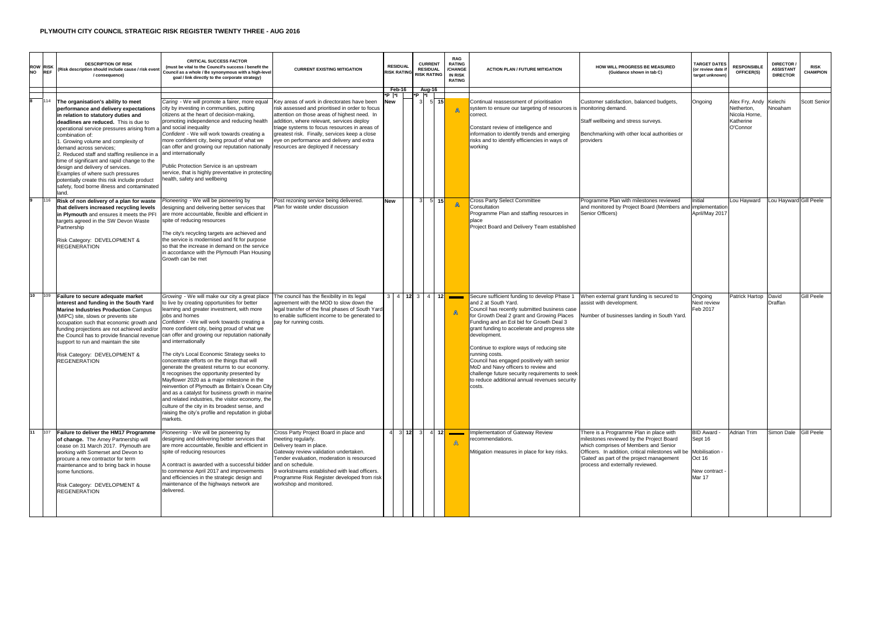## PLYMOUTH CITY COUNCIL STRATEGIC RISK REGISTER TWENTY THREE - AUG 2016

| ROW NO | RISK REF | DESCRIPTION OF RISK (Risk description should include cause / risk event / consequence) | CRITICAL SUCCESS FACTOR (must be vital to the Council's success / benefit the Council as a whole / Be synonymous with a high-level goal / link directly to the corporate strategy) | CURRENT EXISTING MITIGATION | RESIDUAL RISK RATING Feb-16 *P | *I | | CURRENT RESIDUAL RISK RATING Aug-16 *P | *I | | RAG RATING /CHANGE IN RISK RATING | ACTION PLAN / FUTURE MITIGATION | HOW WILL PROGRESS BE MEASURED (Guidance shown in tab C) | TARGET DATES (or review date if target unknown) | RESPONSIBLE OFFICER(S) | DIRECTOR / ASSISTANT DIRECTOR | RISK CHAMPION |
|---|---|---|---|---|---|---|---|---|---|---|---|---|---|---|---|---|---|
| 8 | 114 | **The organisation's ability to meet performance and delivery expectations in relation to statutory duties and deadlines are reduced.** This is due to operational service pressures arising from a combination of:<br>1. Growing volume and complexity of demand across services;<br>2. Reduced staff and staffing resilience in a time of significant and rapid change to the design and delivery of services.<br>Examples of where such pressures potentially create this risk include product safety, food borne illness and contaminated land. | *Caring* - We will promote a fairer, more equal city by investing in communities, putting citizens at the heart of decision-making, promoting independence and reducing health and social inequality<br>*Confident* - We will work towards creating a more confident city, being proud of what we can offer and growing our reputation nationally and internationally<br><br>Public Protection Service is an upstream service, that is highly preventative in protecting health, safety and wellbeing | Key areas of work in directorates have been risk assessed and prioritised in order to focus attention on those areas of highest need. In addition, where relevant, services deploy triage systems to focus resources in areas of greatest risk. Finally, services keep a close eye on performance and delivery and extra resources are deployed if necessary | New | | | 3 | 5 | 15 | ▲ | Continual reassessment of prioritisation system to ensure our targeting of resources is correct.<br><br>Constant review of intelligence and information to identify trends and emerging risks and to identify efficiencies in ways of working | Customer satisfaction, balanced budgets, monitoring demand.<br><br>Staff wellbeing and stress surveys.<br><br>Benchmarking with other local authorities or providers | Ongoing | Alex Fry, Andy Netherton, Nicola Horne, Katherine O'Connor | Kelechi Nnoaham | Scott Senior |
| 9 | 116 | **Risk of non delivery of a plan for waste that delivers increased recycling levels in Plymouth** and ensures it meets the PFI targets agreed in the SW Devon Waste Partnership<br><br>Risk Category: DEVELOPMENT & REGENERATION | *Pioneering* - We will be pioneering by designing and delivering better services that are more accountable, flexible and efficient in spite of reducing resources<br><br>The city's recycling targets are achieved and the service is modernised and fit for purpose so that the increase in demand on the service in accordance with the Plymouth Plan Housing Growth can be met | Post rezoning service being delivered. Plan for waste under discussion | New | | | 3 | 5 | 15 | ▲ | Cross Party Select Committee Consultation<br>Programme Plan and staffing resources in place<br>Project Board and Delivery Team established | Programme Plan with milestones reviewed and monitored by Project Board (Members and Senior Officers) | Initial implementation April/May 2017 | Lou Hayward | Lou Hayward | Gill Peele |
| 10 | 109 | **Failure to secure adequate market interest and funding in the South Yard Marine Industries Production** Campus (MIPC) site, slows or prevents site occupation such that economic growth and funding projections are not achieved and/or the Council has to provide financial revenue support to run and maintain the site<br><br>Risk Category: DEVELOPMENT & REGENERATION | *Growing* - We will make our city a great place to live by creating opportunities for better learning and greater investment, with more jobs and homes<br>*Confident* - We will work towards creating a more confident city, being proud of what we can offer and growing our reputation nationally and internationally<br><br>The city's Local Economic Strategy seeks to concentrate efforts on the things that will generate the greatest returns to our economy. It recognises the opportunity presented by Mayflower 2020 as a major milestone in the reinvention of Plymouth as Britain's Ocean City and as a catalyst for business growth in marine and related industries, the visitor economy, the culture of the city in its broadest sense, and raising the city's profile and reputation in global markets. | The council has the flexibility in its legal agreement with the MOD to slow down the legal transfer of the final phases of South Yard to enable sufficient income to be generated to pay for running costs. | 3 | 4 | 12 | 3 | 4 | 12 | ▬ ▲ | Secure sufficient funding to develop Phase 1 and 2 at South Yard.<br>Council has recently submitted business case for Growth Deal 2 grant and Growing Places Funding and an EoI bid for Growth Deal 3 grant funding to accelerate and progress site development.<br><br>Continue to explore ways of reducing site running costs.<br>Council has engaged positively with senior MoD and Navy officers to review and challenge future security requirements to seek to reduce additional annual revenues security costs. | When external grant funding is secured to assist with development.<br><br>Number of businesses landing in South Yard. | Ongoing<br>Next review Feb 2017 | Patrick Hartop | David Draffan | Gill Peele |
| 11 | 107 | **Failure to deliver the HM17 Programme of change.** The Amey Partnership will cease on 31 March 2017. Plymouth are working with Somerset and Devon to procure a new contractor for term maintenance and to bring back in house some functions.<br><br>Risk Category: DEVELOPMENT & REGENERATION | *Pioneering* - We will be pioneering by designing and delivering better services that are more accountable, flexible and efficient in spite of reducing resources<br><br>A contract is awarded with a successful bidder to commence April 2017 and improvements and efficiencies in the strategic design and maintenance of the highways network are delivered. | Cross Party Project Board in place and meeting regularly.<br>Delivery team in place.<br>Gateway review validation undertaken.<br>Tender evaluation, moderation is resourced and on schedule.<br>9 workstreams established with lead officers.<br>Programme Risk Register developed from risk workshop and monitored. | 4 | 3 | 12 | 3 | 4 | 12 | ▬ ▲ | Implementation of Gateway Review recommendations.<br><br>Mitigation measures in place for key risks. | There is a Programme Plan in place with milestones reviewed by the Project Board which comprises of Members and Senior Officers. In addition, critical milestones will be 'Gated' as part of the project management process and externally reviewed. | BID Award - Sept 16<br>Mobilisation - Oct 16<br><br>New contract - Mar 17 | Adrian Trim | Simon Dale | Gill Peele |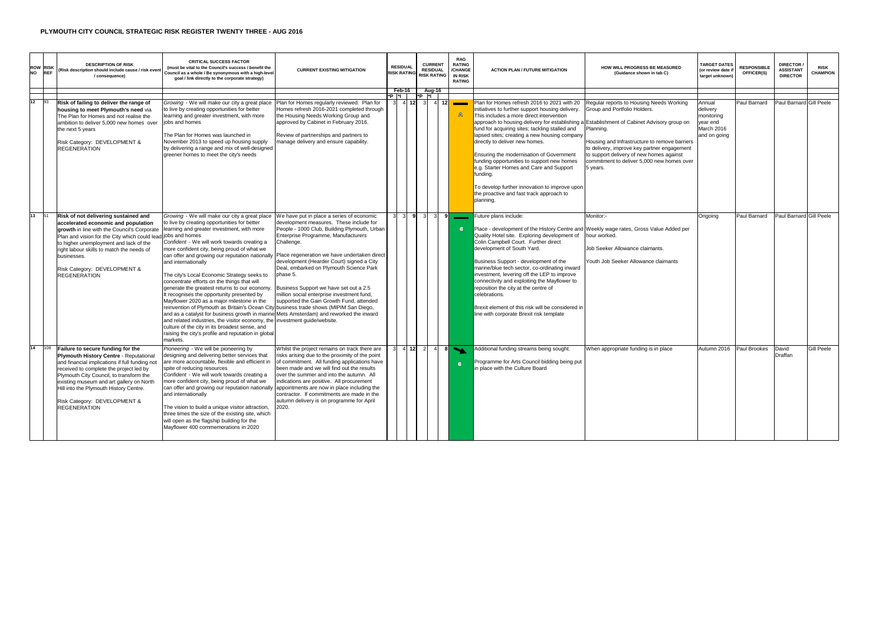# PLYMOUTH CITY COUNCIL STRATEGIC RISK REGISTER TWENTY THREE - AUG 2016

| ROW NO | RISK REF | DESCRIPTION OF RISK (Risk description should include cause / risk event / consequence) | CRITICAL SUCCESS FACTOR (must be vital to the Council's success / benefit the Council as a whole / Be synonymous with a high-level goal / link directly to the corporate strategy) | CURRENT EXISTING MITIGATION | RESIDUAL RISK RATING Feb-16 *P | *I | | CURRENT RESIDUAL RISK RATING Aug-16 *P | *I | | RAG RATING /CHANGE IN RISK RATING | ACTION PLAN / FUTURE MITIGATION | HOW WILL PROGRESS BE MEASURED (Guidance shown in tab C) | TARGET DATES (or review date if target unknown) | RESPONSIBLE OFFICER(S) | DIRECTOR / ASSISTANT DIRECTOR | RISK CHAMPION |
|---|---|---|---|---|---|---|---|---|---|---|---|---|---|---|---|---|---|
| 12 | 93 | **Risk of failing to deliver the range of housing to meet Plymouth's need** via The Plan for Homes and not realise the ambition to deliver 5,000 new homes over the next 5 years<br><br>Risk Category: DEVELOPMENT & REGENERATION | *Growing* - We will make our city a great place to live by creating opportunities for better learning and greater investment, with more jobs and homes<br><br>The Plan for Homes was launched in November 2013 to speed up housing supply by delivering a range and mix of well-designed greener homes to meet the city's needs | Plan for Homes regularly reviewed. Plan for Homes refresh 2016-2021 completed through the Housing Needs Working Group and approved by Cabinet in February 2016.<br><br>Review of partnerships and partners to manage delivery and ensure capability. | 3 | 4 | 12 | 3 | 4 | 12 | A | Plan for Homes refresh 2016 to 2021 with 20 initiatives to further support housing delivery. This includes a more direct intervention approach to housing delivery for establishing a fund for acquiring sites; tackling stalled and lapsed sites; creating a new housing company directly to deliver new homes.<br><br>Ensuring the modernisation of Government funding opportunities to support new homes e.g. Starter Homes and Care and Support funding.<br><br>To develop further innovation to improve upon the proactive and fast track approach to planning. | Regular reports to Housing Needs Working Group and Portfolio Holders.<br><br>Establishment of Cabinet Advisory group on Planning.<br><br>Housing and Infrastructure to remove barriers to delivery, improve key partner engagement to support delivery of new homes against commitment to deliver 5,000 new homes over 5 years. | Annual delivery monitoring year end March 2016 and on going | Paul Barnard | Paul Barnard | Gill Peele |
| 13 | 51 | **Risk of not delivering sustained and accelerated economic and population growth** in line with the Council's Corporate Plan and vision for the City which could lead to higher unemployment and lack of the right labour skills to match the needs of businesses.<br><br>Risk Category: DEVELOPMENT & REGENERATION | *Growing* - We will make our city a great place to live by creating opportunities for better learning and greater investment, with more jobs and homes<br>*Confident* - We will work towards creating a more confident city, being proud of what we can offer and growing our reputation nationally and internationally<br><br>The city's Local Economic Strategy seeks to concentrate efforts on the things that will generate the greatest returns to our economy. It recognises the opportunity presented by Mayflower 2020 as a major milestone in the reinvention of Plymouth as Britain's Ocean City and as a catalyst for business growth in marine and related industries, the visitor economy, the culture of the city in its broadest sense, and raising the city's profile and reputation in global markets. | We have put in place a series of economic development measures. These include for People - 1000 Club, Building Plymouth, Urban Enterprise Programme, Manufacturers Challenge.<br><br>Place regeneration we have undertaken direct development (Hearder Court) signed a City Deal, embarked on Plymouth Science Park phase 5.<br><br>Business Support we have set out a 2.5 million social enterprise investment fund, supported the Gain Growth Fund, attended business trade shows (MIPIM San Diego, Mets Amsterdam) and reworked the inward investment guide/website. | 3 | 3 | 9 | 3 | 3 | 9 | G | Future plans include:<br><br>Place - development of the History Centre and Quality Hotel site. Exploring development of Colin Campbell Court. Further direct development of South Yard.<br><br>Business Support - development of the marine/blue tech sector, co-ordinating inward investment, levering off the LEP to improve connectivity and exploiting the Mayflower to reposition the city at the centre of celebrations.<br><br>Brexit element of this risk will be considered in line with corporate Brexit risk template | Monitor:-<br><br>Weekly wage rates, Gross Value Added per hour worked.<br><br>Job Seeker Allowance claimants.<br><br>Youth Job Seeker Allowance claimants | Ongoing | Paul Barnard | Paul Barnard | Gill Peele |
| 14 | 108 | **Failure to secure funding for the Plymouth History Centre** - Reputational and financial implications if full funding not received to complete the project led by Plymouth City Council, to transform the existing museum and art gallery on North Hill into the Plymouth History Centre.<br><br>Risk Category: DEVELOPMENT & REGENERATION | *Pioneering* - We will be pioneering by designing and delivering better services that are more accountable, flexible and efficient in spite of reducing resources<br>*Confident* - We will work towards creating a more confident city, being proud of what we can offer and growing our reputation nationally and internationally<br><br>The vision to build a unique visitor attraction, three times the size of the existing site, which will open as the flagship building for the Mayflower 400 commemorations in 2020 | Whilst the project remains on track there are risks arising due to the proximity of the point of commitment. All funding applications have been made and we will find out the results over the summer and into the autumn. All indications are positive. All procurement appointments are now in place including the contractor. If commitments are made in the autumn delivery is on programme for April 2020. | 3 | 4 | 12 | 2 | 4 | 8 | ↘ G | Additional funding streams being sought.<br><br>Programme for Arts Council bidding being put in place with the Culture Board | When appropriate funding is in place | Autumn 2016 | Paul Brookes | David Draffan | Gill Peele |